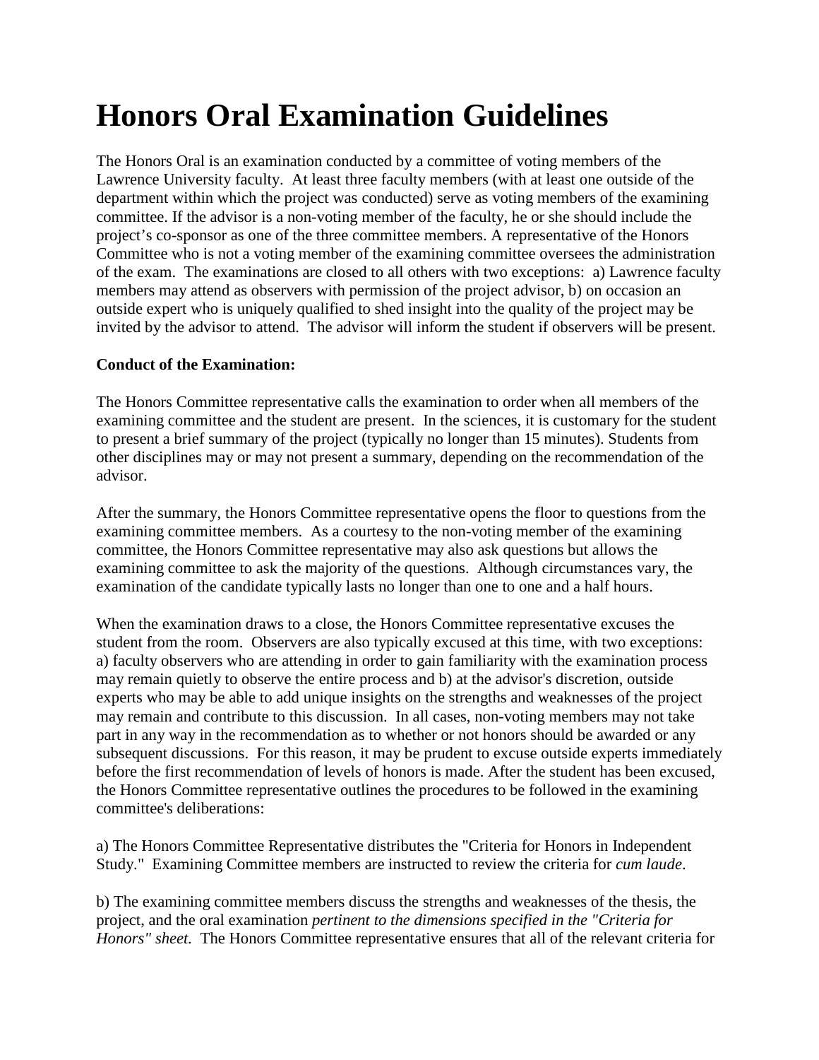# Honors Oral Examination Guidelines

The Honors Oral is an examination conducted by a committee of voting members of the Lawrence University faculty. At least three faculty members (with at least one outside of the department within which the project was conducted) serve as voting members of the examining committee. If the advisor is a non-voting member of the faculty, he or she should include the project's co-sponsor as one of the three committee members. A representative of the Honors Committee who is not a voting member of the examining committee oversees the administration of the exam. The examinations are closed to all others with two exceptions: a) Lawrence faculty members may attend as observers with permission of the project advisor, b) on occasion an outside expert who is uniquely qualified to shed insight into the quality of the project may be invited by the advisor to attend. The advisor will inform the student if observers will be present.

**Conduct of the Examination:**

The Honors Committee representative calls the examination to order when all members of the examining committee and the student are present. In the sciences, it is customary for the student to present a brief summary of the project (typically no longer than 15 minutes). Students from other disciplines may or may not present a summary, depending on the recommendation of the advisor.

After the summary, the Honors Committee representative opens the floor to questions from the examining committee members. As a courtesy to the non-voting member of the examining committee, the Honors Committee representative may also ask questions but allows the examining committee to ask the majority of the questions. Although circumstances vary, the examination of the candidate typically lasts no longer than one to one and a half hours.

When the examination draws to a close, the Honors Committee representative excuses the student from the room. Observers are also typically excused at this time, with two exceptions: a) faculty observers who are attending in order to gain familiarity with the examination process may remain quietly to observe the entire process and b) at the advisor's discretion, outside experts who may be able to add unique insights on the strengths and weaknesses of the project may remain and contribute to this discussion. In all cases, non-voting members may not take part in any way in the recommendation as to whether or not honors should be awarded or any subsequent discussions. For this reason, it may be prudent to excuse outside experts immediately before the first recommendation of levels of honors is made. After the student has been excused, the Honors Committee representative outlines the procedures to be followed in the examining committee's deliberations:

a) The Honors Committee Representative distributes the "Criteria for Honors in Independent Study." Examining Committee members are instructed to review the criteria for *cum laude*.

b) The examining committee members discuss the strengths and weaknesses of the thesis, the project, and the oral examination *pertinent to the dimensions specified in the "Criteria for Honors" sheet.* The Honors Committee representative ensures that all of the relevant criteria for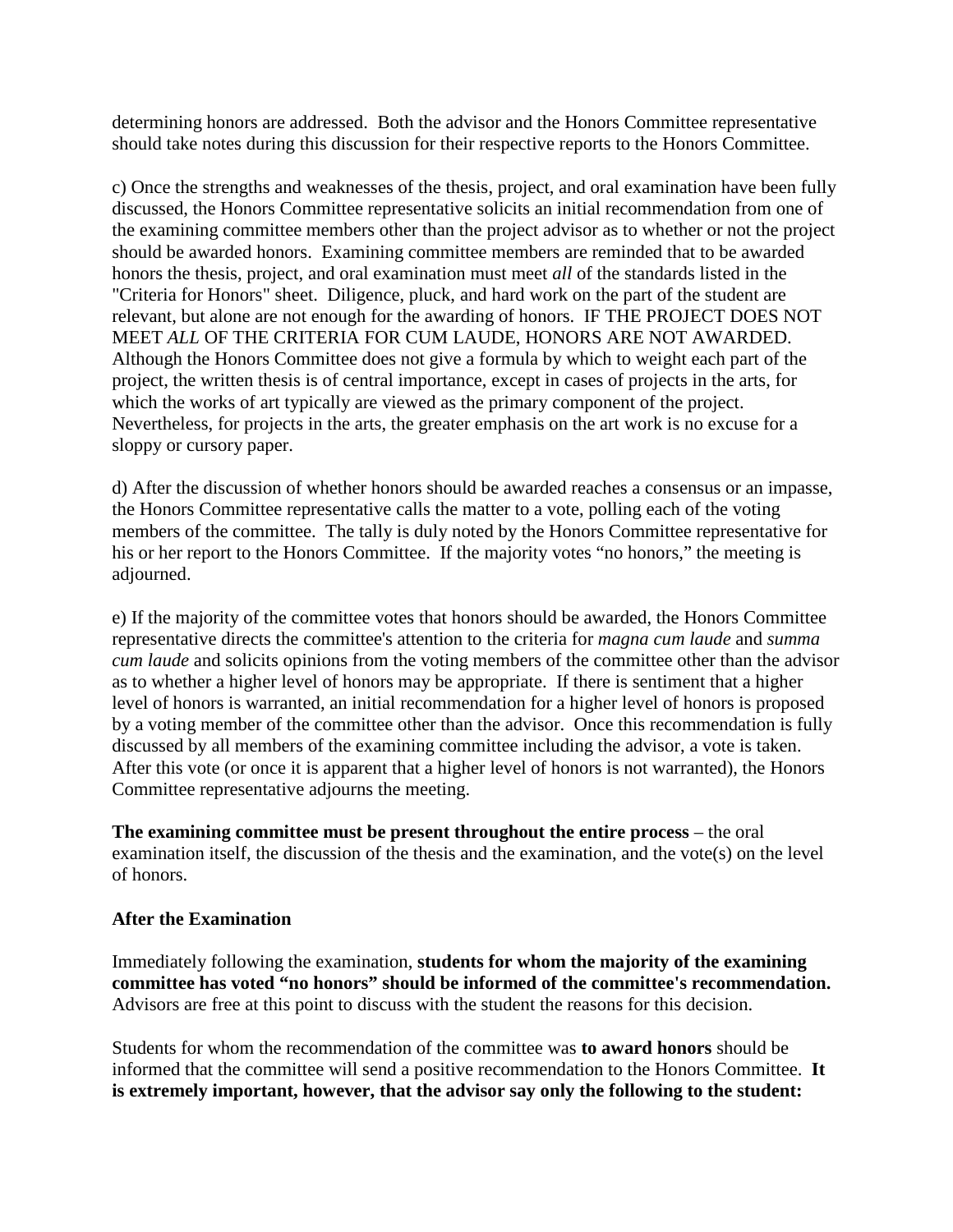determining honors are addressed. Both the advisor and the Honors Committee representative should take notes during this discussion for their respective reports to the Honors Committee.

c) Once the strengths and weaknesses of the thesis, project, and oral examination have been fully discussed, the Honors Committee representative solicits an initial recommendation from one of the examining committee members other than the project advisor as to whether or not the project should be awarded honors. Examining committee members are reminded that to be awarded honors the thesis, project, and oral examination must meet *all* of the standards listed in the "Criteria for Honors" sheet. Diligence, pluck, and hard work on the part of the student are relevant, but alone are not enough for the awarding of honors. IF THE PROJECT DOES NOT MEET *ALL* OF THE CRITERIA FOR CUM LAUDE, HONORS ARE NOT AWARDED. Although the Honors Committee does not give a formula by which to weight each part of the project, the written thesis is of central importance, except in cases of projects in the arts, for which the works of art typically are viewed as the primary component of the project. Nevertheless, for projects in the arts, the greater emphasis on the art work is no excuse for a sloppy or cursory paper.

d) After the discussion of whether honors should be awarded reaches a consensus or an impasse, the Honors Committee representative calls the matter to a vote, polling each of the voting members of the committee. The tally is duly noted by the Honors Committee representative for his or her report to the Honors Committee. If the majority votes "no honors," the meeting is adjourned.

e) If the majority of the committee votes that honors should be awarded, the Honors Committee representative directs the committee's attention to the criteria for *magna cum laude* and *summa cum laude* and solicits opinions from the voting members of the committee other than the advisor as to whether a higher level of honors may be appropriate. If there is sentiment that a higher level of honors is warranted, an initial recommendation for a higher level of honors is proposed by a voting member of the committee other than the advisor. Once this recommendation is fully discussed by all members of the examining committee including the advisor, a vote is taken. After this vote (or once it is apparent that a higher level of honors is not warranted), the Honors Committee representative adjourns the meeting.

**The examining committee must be present throughout the entire process** – the oral examination itself, the discussion of the thesis and the examination, and the vote(s) on the level of honors.

### After the Examination

Immediately following the examination, **students for whom the majority of the examining committee has voted "no honors" should be informed of the committee's recommendation.** Advisors are free at this point to discuss with the student the reasons for this decision.

Students for whom the recommendation of the committee was **to award honors** should be informed that the committee will send a positive recommendation to the Honors Committee. **It is extremely important, however, that the advisor say only the following to the student:**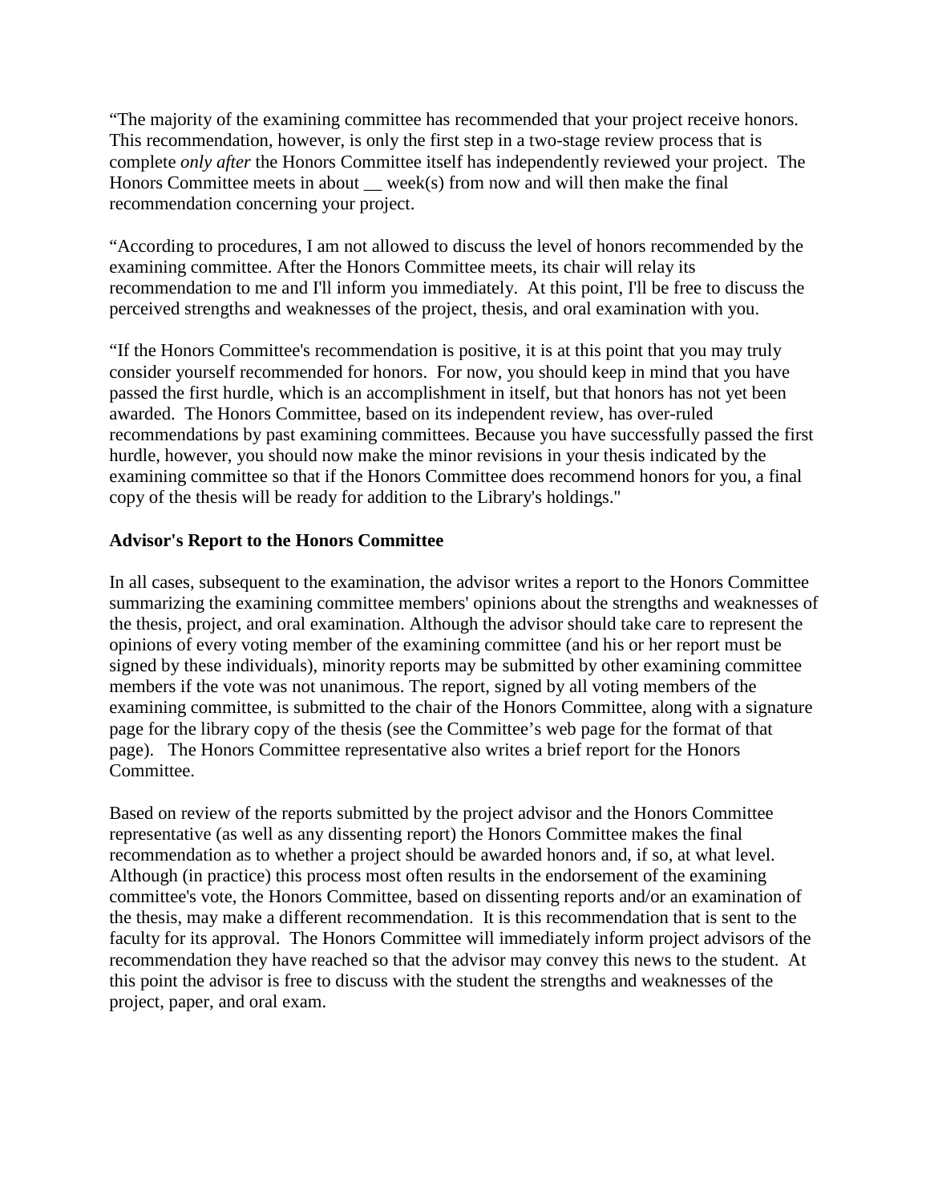"The majority of the examining committee has recommended that your project receive honors. This recommendation, however, is only the first step in a two-stage review process that is complete *only after* the Honors Committee itself has independently reviewed your project. The Honors Committee meets in about __ week(s) from now and will then make the final recommendation concerning your project.

"According to procedures, I am not allowed to discuss the level of honors recommended by the examining committee. After the Honors Committee meets, its chair will relay its recommendation to me and I'll inform you immediately. At this point, I'll be free to discuss the perceived strengths and weaknesses of the project, thesis, and oral examination with you.

"If the Honors Committee's recommendation is positive, it is at this point that you may truly consider yourself recommended for honors. For now, you should keep in mind that you have passed the first hurdle, which is an accomplishment in itself, but that honors has not yet been awarded. The Honors Committee, based on its independent review, has over-ruled recommendations by past examining committees. Because you have successfully passed the first hurdle, however, you should now make the minor revisions in your thesis indicated by the examining committee so that if the Honors Committee does recommend honors for you, a final copy of the thesis will be ready for addition to the Library's holdings."

**Advisor's Report to the Honors Committee**

In all cases, subsequent to the examination, the advisor writes a report to the Honors Committee summarizing the examining committee members' opinions about the strengths and weaknesses of the thesis, project, and oral examination. Although the advisor should take care to represent the opinions of every voting member of the examining committee (and his or her report must be signed by these individuals), minority reports may be submitted by other examining committee members if the vote was not unanimous. The report, signed by all voting members of the examining committee, is submitted to the chair of the Honors Committee, along with a signature page for the library copy of the thesis (see the Committee's web page for the format of that page). The Honors Committee representative also writes a brief report for the Honors Committee.

Based on review of the reports submitted by the project advisor and the Honors Committee representative (as well as any dissenting report) the Honors Committee makes the final recommendation as to whether a project should be awarded honors and, if so, at what level. Although (in practice) this process most often results in the endorsement of the examining committee's vote, the Honors Committee, based on dissenting reports and/or an examination of the thesis, may make a different recommendation. It is this recommendation that is sent to the faculty for its approval. The Honors Committee will immediately inform project advisors of the recommendation they have reached so that the advisor may convey this news to the student. At this point the advisor is free to discuss with the student the strengths and weaknesses of the project, paper, and oral exam.